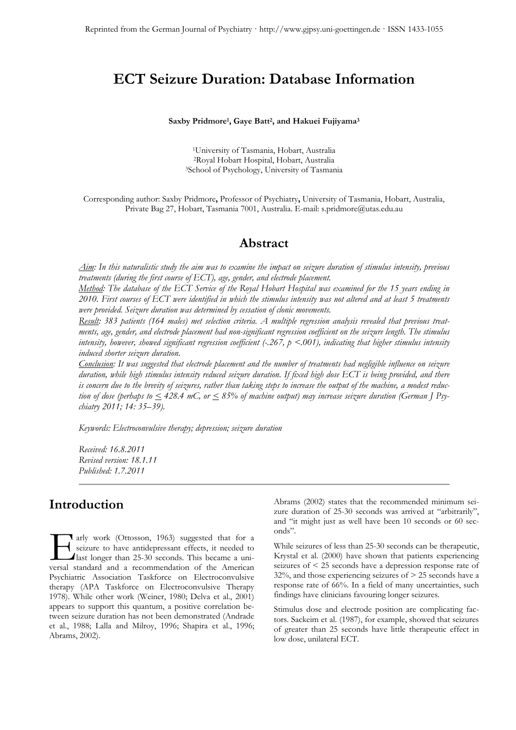Reprinted from the German Journal of Psychiatry · http://www.gjpsy.uni-goettingen.de · ISSN 1433-1055

# ECT Seizure Duration: Database Information

**Saxby Pridmore[1], Gaye Batt[2], and Hakuei Fujiyama[3]**

[1]University of Tasmania, Hobart, Australia
[2]Royal Hobart Hospital, Hobart, Australia
[3]School of Psychology, University of Tasmania

Corresponding author: Saxby Pridmore**,** Professor of Psychiatry**,** University of Tasmania, Hobart, Australia, Private Bag 27, Hobart, Tasmania 7001, Australia. E-mail: s.pridmore@utas.edu.au

## Abstract

*Aim: In this naturalistic study the aim was to examine the impact on seizure duration of stimulus intensity, previous treatments (during the first course of ECT), age, gender, and electrode placement.*

*Method: The database of the ECT Service of the Royal Hobart Hospital was examined for the 15 years ending in 2010. First courses of ECT were identified in which the stimulus intensity was not altered and at least 5 treatments were provided. Seizure duration was determined by cessation of clonic movements.*

*Result: 383 patients (164 males) met selection criteria. A multiple regression analysis revealed that previous treatments, age, gender, and electrode placement had non-significant regression coefficient on the seizure length. The stimulus intensity, however, showed significant regression coefficient (-.267, $p <.001$), indicating that higher stimulus intensity induced shorter seizure duration.*

*Conclusion: It was suggested that electrode placement and the number of treatments had negligible influence on seizure duration, while high stimulus intensity reduced seizure duration. If fixed high dose ECT is being provided, and there is concern due to the brevity of seizures, rather than taking steps to increase the output of the machine, a modest reduction of dose (perhaps to $\leq$ 428.4 mC, or $\leq$ 85% of machine output) may increase seizure duration (German J Psychiatry 2011; 14: 35–39).*

*Keywords: Electroconvulsive therapy; depression; seizure duration*

*Received: 16.8.2011*
*Revised version: 18.1.11*
*Published: 1.7.2011*

## Introduction

Early work (Ottosson, 1963) suggested that for a seizure to have antidepressant effects, it needed to last longer than 25-30 seconds. This became a universal standard and a recommendation of the American Psychiatric Association Taskforce on Electroconvulsive therapy (APA Taskforce on Electroconvulsive Therapy 1978). While other work (Weiner, 1980; Delva et al., 2001) appears to support this quantum, a positive correlation between seizure duration has not been demonstrated (Andrade et al., 1988; Lalla and Milroy, 1996; Shapira et al., 1996; Abrams, 2002).

Abrams (2002) states that the recommended minimum seizure duration of 25-30 seconds was arrived at "arbitrarily", and "it might just as well have been 10 seconds or 60 seconds".

While seizures of less than 25-30 seconds can be therapeutic, Krystal et al. (2000) have shown that patients experiencing seizures of < 25 seconds have a depression response rate of 32%, and those experiencing seizures of > 25 seconds have a response rate of 66%. In a field of many uncertainties, such findings have clinicians favouring longer seizures.

Stimulus dose and electrode position are complicating factors. Sackeim et al. (1987), for example, showed that seizures of greater than 25 seconds have little therapeutic effect in low dose, unilateral ECT.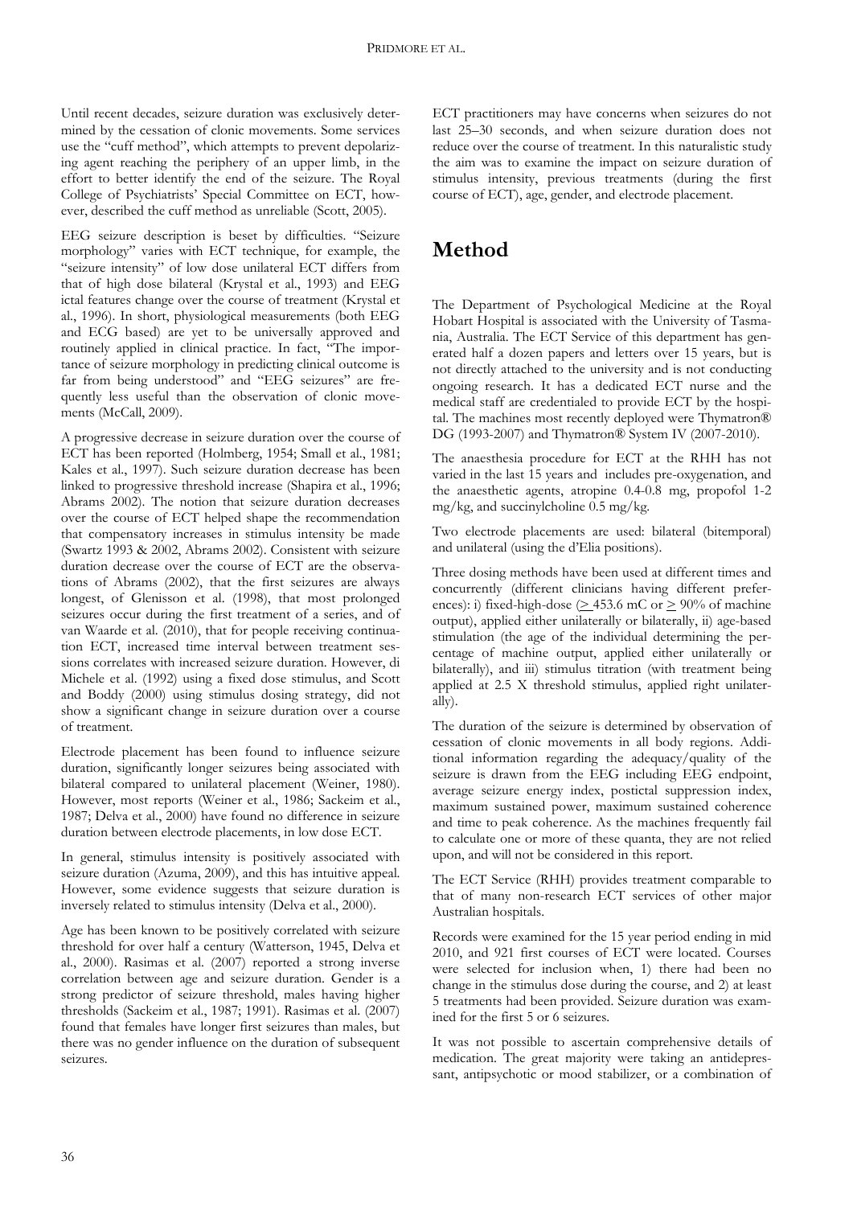Until recent decades, seizure duration was exclusively determined by the cessation of clonic movements. Some services use the "cuff method", which attempts to prevent depolarizing agent reaching the periphery of an upper limb, in the effort to better identify the end of the seizure. The Royal College of Psychiatrists' Special Committee on ECT, however, described the cuff method as unreliable (Scott, 2005).

EEG seizure description is beset by difficulties. "Seizure morphology" varies with ECT technique, for example, the "seizure intensity" of low dose unilateral ECT differs from that of high dose bilateral (Krystal et al., 1993) and EEG ictal features change over the course of treatment (Krystal et al., 1996). In short, physiological measurements (both EEG and ECG based) are yet to be universally approved and routinely applied in clinical practice. In fact, "The importance of seizure morphology in predicting clinical outcome is far from being understood" and "EEG seizures" are frequently less useful than the observation of clonic movements (McCall, 2009).

A progressive decrease in seizure duration over the course of ECT has been reported (Holmberg, 1954; Small et al., 1981; Kales et al., 1997). Such seizure duration decrease has been linked to progressive threshold increase (Shapira et al., 1996; Abrams 2002). The notion that seizure duration decreases over the course of ECT helped shape the recommendation that compensatory increases in stimulus intensity be made (Swartz 1993 & 2002, Abrams 2002). Consistent with seizure duration decrease over the course of ECT are the observations of Abrams (2002), that the first seizures are always longest, of Glenisson et al. (1998), that most prolonged seizures occur during the first treatment of a series, and of van Waarde et al. (2010), that for people receiving continuation ECT, increased time interval between treatment sessions correlates with increased seizure duration. However, di Michele et al. (1992) using a fixed dose stimulus, and Scott and Boddy (2000) using stimulus dosing strategy, did not show a significant change in seizure duration over a course of treatment.

Electrode placement has been found to influence seizure duration, significantly longer seizures being associated with bilateral compared to unilateral placement (Weiner, 1980). However, most reports (Weiner et al., 1986; Sackeim et al., 1987; Delva et al., 2000) have found no difference in seizure duration between electrode placements, in low dose ECT.

In general, stimulus intensity is positively associated with seizure duration (Azuma, 2009), and this has intuitive appeal. However, some evidence suggests that seizure duration is inversely related to stimulus intensity (Delva et al., 2000).

Age has been known to be positively correlated with seizure threshold for over half a century (Watterson, 1945, Delva et al., 2000). Rasimas et al. (2007) reported a strong inverse correlation between age and seizure duration. Gender is a strong predictor of seizure threshold, males having higher thresholds (Sackeim et al., 1987; 1991). Rasimas et al. (2007) found that females have longer first seizures than males, but there was no gender influence on the duration of subsequent seizures.

ECT practitioners may have concerns when seizures do not last 25–30 seconds, and when seizure duration does not reduce over the course of treatment. In this naturalistic study the aim was to examine the impact on seizure duration of stimulus intensity, previous treatments (during the first course of ECT), age, gender, and electrode placement.

# Method

The Department of Psychological Medicine at the Royal Hobart Hospital is associated with the University of Tasmania, Australia. The ECT Service of this department has generated half a dozen papers and letters over 15 years, but is not directly attached to the university and is not conducting ongoing research. It has a dedicated ECT nurse and the medical staff are credentialed to provide ECT by the hospital. The machines most recently deployed were Thymatron® DG (1993-2007) and Thymatron® System IV (2007-2010).

The anaesthesia procedure for ECT at the RHH has not varied in the last 15 years and includes pre-oxygenation, and the anaesthetic agents, atropine 0.4-0.8 mg, propofol 1-2 mg/kg, and succinylcholine 0.5 mg/kg.

Two electrode placements are used: bilateral (bitemporal) and unilateral (using the d'Elia positions).

Three dosing methods have been used at different times and concurrently (different clinicians having different preferences): i) fixed-high-dose ($\geq$ 453.6 mC or $\geq$ 90% of machine output), applied either unilaterally or bilaterally, ii) age-based stimulation (the age of the individual determining the percentage of machine output, applied either unilaterally or bilaterally), and iii) stimulus titration (with treatment being applied at 2.5 X threshold stimulus, applied right unilaterally).

The duration of the seizure is determined by observation of cessation of clonic movements in all body regions. Additional information regarding the adequacy/quality of the seizure is drawn from the EEG including EEG endpoint, average seizure energy index, postictal suppression index, maximum sustained power, maximum sustained coherence and time to peak coherence. As the machines frequently fail to calculate one or more of these quanta, they are not relied upon, and will not be considered in this report.

The ECT Service (RHH) provides treatment comparable to that of many non-research ECT services of other major Australian hospitals.

Records were examined for the 15 year period ending in mid 2010, and 921 first courses of ECT were located. Courses were selected for inclusion when, 1) there had been no change in the stimulus dose during the course, and 2) at least 5 treatments had been provided. Seizure duration was examined for the first 5 or 6 seizures.

It was not possible to ascertain comprehensive details of medication. The great majority were taking an antidepressant, antipsychotic or mood stabilizer, or a combination of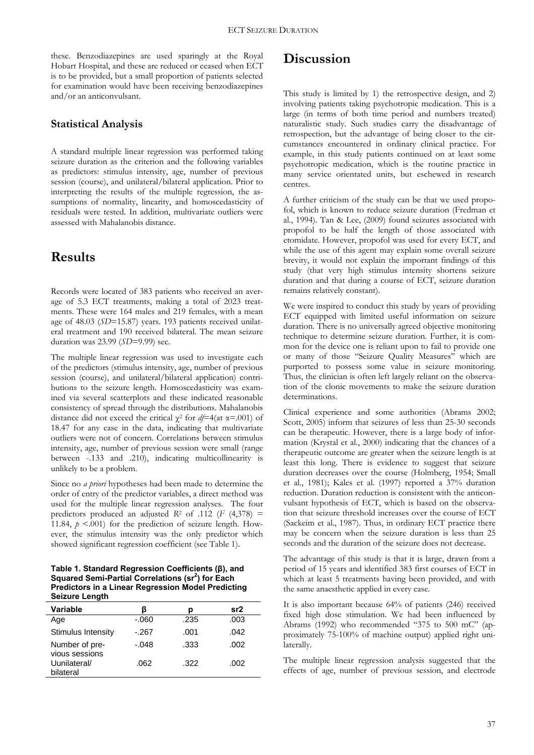these. Benzodiazepines are used sparingly at the Royal Hobart Hospital, and these are reduced or ceased when ECT is to be provided, but a small proportion of patients selected for examination would have been receiving benzodiazepines and/or an anticonvulsant.

### Statistical Analysis

A standard multiple linear regression was performed taking seizure duration as the criterion and the following variables as predictors: stimulus intensity, age, number of previous session (course), and unilateral/bilateral application. Prior to interpreting the results of the multiple regression, the assumptions of normality, linearity, and homoscedasticity of residuals were tested. In addition, multivariate outliers were assessed with Mahalanobis distance.

## Results

Records were located of 383 patients who received an average of 5.3 ECT treatments, making a total of 2023 treatments. These were 164 males and 219 females, with a mean age of 48.03 (*SD*=15.87) years. 193 patients received unilateral treatment and 190 received bilateral. The mean seizure duration was 23.99 (*SD*=9.99) sec.

The multiple linear regression was used to investigate each of the predictors (stimulus intensity, age, number of previous session (course), and unilateral/bilateral application) contributions to the seizure length. Homoscedasticity was examined via several scatterplots and these indicated reasonable consistency of spread through the distributions. Mahalanobis distance did not exceed the critical $\chi^2$ for $df$=4(at $\alpha$=.001) of 18.47 for any case in the data, indicating that multivariate outliers were not of concern. Correlations between stimulus intensity, age, number of previous session were small (range between -.133 and .210), indicating multicollinearity is unlikely to be a problem.

Since no *a priori* hypotheses had been made to determine the order of entry of the predictor variables, a direct method was used for the multiple linear regression analyses. The four predictors produced an adjusted $R^2$ of .112 ($F$ (4,378) = 11.84, $p$ <.001) for the prediction of seizure length. However, the stimulus intensity was the only predictor which showed significant regression coefficient (see Table 1).

**Table 1. Standard Regression Coefficients (β), and Squared Semi-Partial Correlations (sr²) for Each Predictors in a Linear Regression Model Predicting Seizure Length**

| Variable | β | p | sr2 |
|---|---|---|---|
| Age | -.060 | .235 | .003 |
| Stimulus Intensity | -.267 | .001 | .042 |
| Number of previous sessions | -.048 | .333 | .002 |
| Uunilateral/ bilateral | .062 | .322 | .002 |

## Discussion

This study is limited by 1) the retrospective design, and 2) involving patients taking psychotropic medication. This is a large (in terms of both time period and numbers treated) naturalistic study. Such studies carry the disadvantage of retrospection, but the advantage of being closer to the circumstances encountered in ordinary clinical practice. For example, in this study patients continued on at least some psychotropic medication, which is the routine practice in many service orientated units, but eschewed in research centres.

A further criticism of the study can be that we used propofol, which is known to reduce seizure duration (Fredman et al., 1994). Tan & Lee, (2009) found seizures associated with propofol to be half the length of those associated with etomidate. However, propofol was used for every ECT, and while the use of this agent may explain some overall seizure brevity, it would not explain the important findings of this study (that very high stimulus intensity shortens seizure duration and that during a course of ECT, seizure duration remains relatively constant).

We were inspired to conduct this study by years of providing ECT equipped with limited useful information on seizure duration. There is no universally agreed objective monitoring technique to determine seizure duration. Further, it is common for the device one is reliant upon to fail to provide one or many of those "Seizure Quality Measures" which are purported to possess some value in seizure monitoring. Thus, the clinician is often left largely reliant on the observation of the clonic movements to make the seizure duration determinations.

Clinical experience and some authorities (Abrams 2002; Scott, 2005) inform that seizures of less than 25-30 seconds can be therapeutic. However, there is a large body of information (Krystal et al., 2000) indicating that the chances of a therapeutic outcome are greater when the seizure length is at least this long. There is evidence to suggest that seizure duration decreases over the course (Holmberg, 1954; Small et al., 1981); Kales et al. (1997) reported a 37% duration reduction. Duration reduction is consistent with the anticonvulsant hypothesis of ECT, which is based on the observation that seizure threshold increases over the course of ECT (Sackeim et al., 1987). Thus, in ordinary ECT practice there may be concern when the seizure duration is less than 25 seconds and the duration of the seizure does not decrease.

The advantage of this study is that it is large, drawn from a period of 15 years and identified 383 first courses of ECT in which at least 5 treatments having been provided, and with the same anaesthetic applied in every case.

It is also important because 64% of patients (246) received fixed high dose stimulation. We had been influenced by Abrams (1992) who recommended "375 to 500 mC" (approximately 75-100% of machine output) applied right unilaterally.

The multiple linear regression analysis suggested that the effects of age, number of previous session, and electrode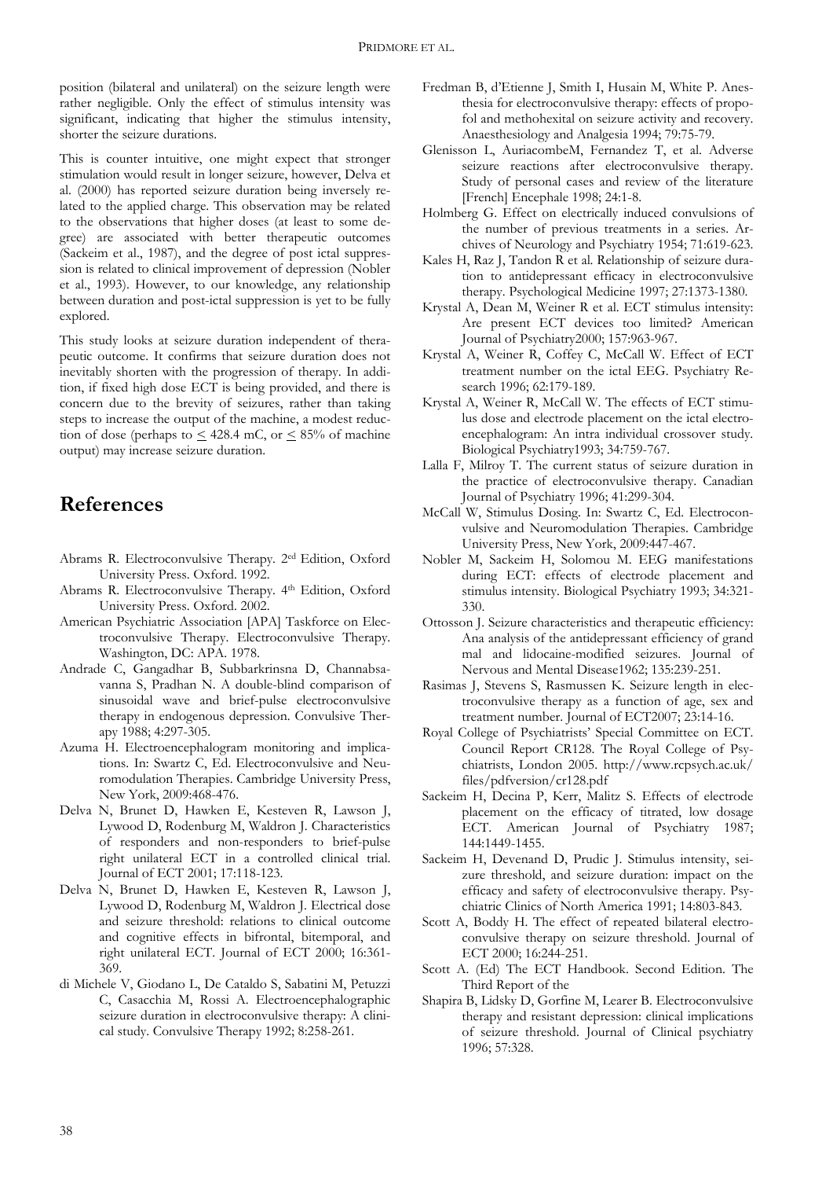position (bilateral and unilateral) on the seizure length were rather negligible. Only the effect of stimulus intensity was significant, indicating that higher the stimulus intensity, shorter the seizure durations.

This is counter intuitive, one might expect that stronger stimulation would result in longer seizure, however, Delva et al. (2000) has reported seizure duration being inversely related to the applied charge. This observation may be related to the observations that higher doses (at least to some degree) are associated with better therapeutic outcomes (Sackeim et al., 1987), and the degree of post ictal suppression is related to clinical improvement of depression (Nobler et al., 1993). However, to our knowledge, any relationship between duration and post-ictal suppression is yet to be fully explored.

This study looks at seizure duration independent of therapeutic outcome. It confirms that seizure duration does not inevitably shorten with the progression of therapy. In addition, if fixed high dose ECT is being provided, and there is concern due to the brevity of seizures, rather than taking steps to increase the output of the machine, a modest reduction of dose (perhaps to $\leq$ 428.4 mC, or $\leq$ 85% of machine output) may increase seizure duration.

# References

Abrams R. Electroconvulsive Therapy. 2[ed] Edition, Oxford University Press. Oxford. 1992.

Abrams R. Electroconvulsive Therapy. 4[th] Edition, Oxford University Press. Oxford. 2002.

American Psychiatric Association [APA] Taskforce on Electroconvulsive Therapy. Electroconvulsive Therapy. Washington, DC: APA. 1978.

Andrade C, Gangadhar B, Subbarkrinsna D, Channabsavanna S, Pradhan N. A double-blind comparison of sinusoidal wave and brief-pulse electroconvulsive therapy in endogenous depression. Convulsive Therapy 1988; 4:297-305.

Azuma H. Electroencephalogram monitoring and implications. In: Swartz C, Ed. Electroconvulsive and Neuromodulation Therapies. Cambridge University Press, New York, 2009:468-476.

Delva N, Brunet D, Hawken E, Kesteven R, Lawson J, Lywood D, Rodenburg M, Waldron J. Characteristics of responders and non-responders to brief-pulse right unilateral ECT in a controlled clinical trial. Journal of ECT 2001; 17:118-123.

Delva N, Brunet D, Hawken E, Kesteven R, Lawson J, Lywood D, Rodenburg M, Waldron J. Electrical dose and seizure threshold: relations to clinical outcome and cognitive effects in bifrontal, bitemporal, and right unilateral ECT. Journal of ECT 2000; 16:361-369.

di Michele V, Giodano L, De Cataldo S, Sabatini M, Petuzzi C, Casacchia M, Rossi A. Electroencephalographic seizure duration in electroconvulsive therapy: A clinical study. Convulsive Therapy 1992; 8:258-261.

Fredman B, d'Etienne J, Smith I, Husain M, White P. Anesthesia for electroconvulsive therapy: effects of propofol and methohexital on seizure activity and recovery. Anaesthesiology and Analgesia 1994; 79:75-79.

Glenisson L, AuriacombeM, Fernandez T, et al. Adverse seizure reactions after electroconvulsive therapy. Study of personal cases and review of the literature [French] Encephale 1998; 24:1-8.

Holmberg G. Effect on electrically induced convulsions of the number of previous treatments in a series. Archives of Neurology and Psychiatry 1954; 71:619-623.

Kales H, Raz J, Tandon R et al. Relationship of seizure duration to antidepressant efficacy in electroconvulsive therapy. Psychological Medicine 1997; 27:1373-1380.

Krystal A, Dean M, Weiner R et al. ECT stimulus intensity: Are present ECT devices too limited? American Journal of Psychiatry2000; 157:963-967.

Krystal A, Weiner R, Coffey C, McCall W. Effect of ECT treatment number on the ictal EEG. Psychiatry Research 1996; 62:179-189.

Krystal A, Weiner R, McCall W. The effects of ECT stimulus dose and electrode placement on the ictal electroencephalogram: An intra individual crossover study. Biological Psychiatry1993; 34:759-767.

Lalla F, Milroy T. The current status of seizure duration in the practice of electroconvulsive therapy. Canadian Journal of Psychiatry 1996; 41:299-304.

McCall W, Stimulus Dosing. In: Swartz C, Ed. Electroconvulsive and Neuromodulation Therapies. Cambridge University Press, New York, 2009:447-467.

Nobler M, Sackeim H, Solomou M. EEG manifestations during ECT: effects of electrode placement and stimulus intensity. Biological Psychiatry 1993; 34:321-330.

Ottosson J. Seizure characteristics and therapeutic efficiency: Ana analysis of the antidepressant efficiency of grand mal and lidocaine-modified seizures. Journal of Nervous and Mental Disease1962; 135:239-251.

Rasimas J, Stevens S, Rasmussen K. Seizure length in electroconvulsive therapy as a function of age, sex and treatment number. Journal of ECT2007; 23:14-16.

Royal College of Psychiatrists' Special Committee on ECT. Council Report CR128. The Royal College of Psychiatrists, London 2005. http://www.rcpsych.ac.uk/files/pdfversion/cr128.pdf

Sackeim H, Decina P, Kerr, Malitz S. Effects of electrode placement on the efficacy of titrated, low dosage ECT. American Journal of Psychiatry 1987; 144:1449-1455.

Sackeim H, Devenand D, Prudic J. Stimulus intensity, seizure threshold, and seizure duration: impact on the efficacy and safety of electroconvulsive therapy. Psychiatric Clinics of North America 1991; 14:803-843.

Scott A, Boddy H. The effect of repeated bilateral electroconvulsive therapy on seizure threshold. Journal of ECT 2000; 16:244-251.

Scott A. (Ed) The ECT Handbook. Second Edition. The Third Report of the

Shapira B, Lidsky D, Gorfine M, Learer B. Electroconvulsive therapy and resistant depression: clinical implications of seizure threshold. Journal of Clinical psychiatry 1996; 57:328.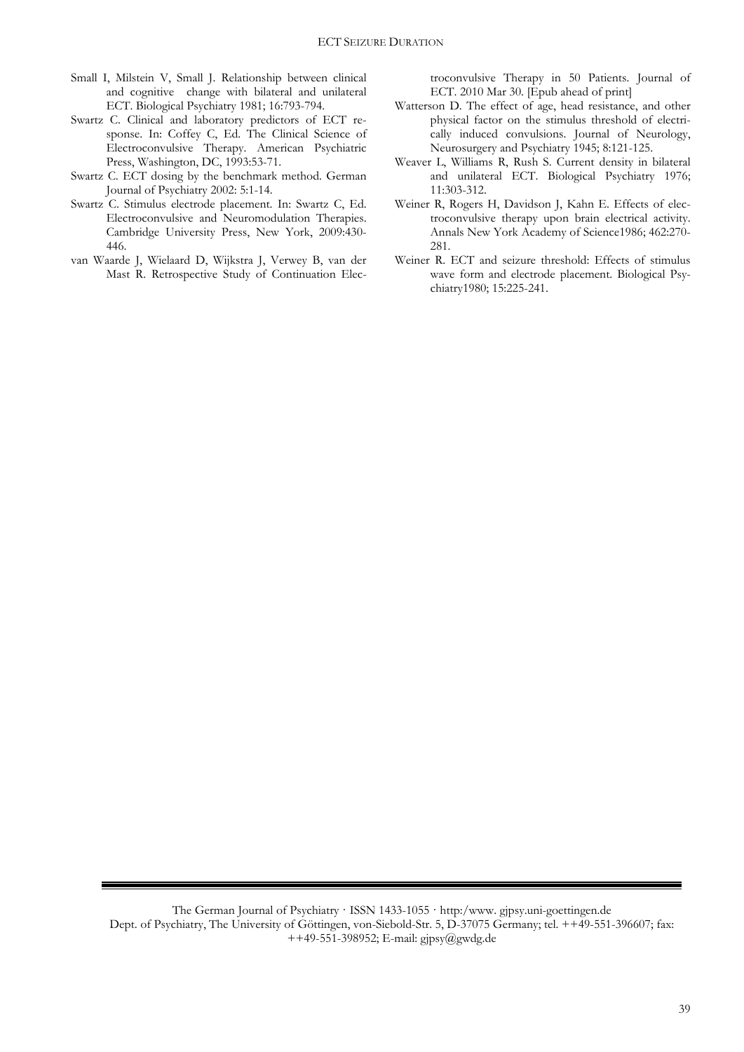Small I, Milstein V, Small J. Relationship between clinical and cognitive change with bilateral and unilateral ECT. Biological Psychiatry 1981; 16:793-794.

Swartz C. Clinical and laboratory predictors of ECT response. In: Coffey C, Ed. The Clinical Science of Electroconvulsive Therapy. American Psychiatric Press, Washington, DC, 1993:53-71.

Swartz C. ECT dosing by the benchmark method. German Journal of Psychiatry 2002: 5:1-14.

Swartz C. Stimulus electrode placement. In: Swartz C, Ed. Electroconvulsive and Neuromodulation Therapies. Cambridge University Press, New York, 2009:430-446.

van Waarde J, Wielaard D, Wijkstra J, Verwey B, van der Mast R. Retrospective Study of Continuation Electroconvulsive Therapy in 50 Patients. Journal of ECT. 2010 Mar 30. [Epub ahead of print]

Watterson D. The effect of age, head resistance, and other physical factor on the stimulus threshold of electrically induced convulsions. Journal of Neurology, Neurosurgery and Psychiatry 1945; 8:121-125.

Weaver L, Williams R, Rush S. Current density in bilateral and unilateral ECT. Biological Psychiatry 1976; 11:303-312.

Weiner R, Rogers H, Davidson J, Kahn E. Effects of electroconvulsive therapy upon brain electrical activity. Annals New York Academy of Science1986; 462:270-281.

Weiner R. ECT and seizure threshold: Effects of stimulus wave form and electrode placement. Biological Psychiatry1980; 15:225-241.